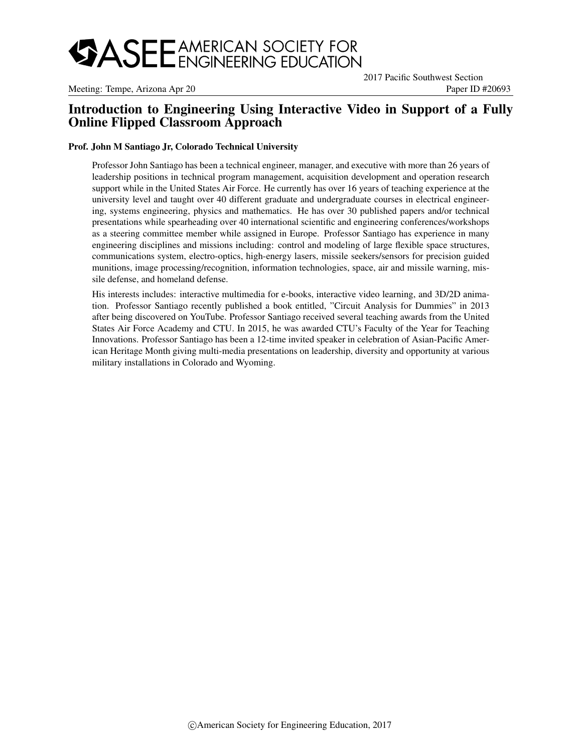ASEE AMERICAN SOCIETY FOR ENGINEERING EDUCATION

Meeting: Tempe, Arizona Apr 20

2017 Pacific Southwest Section

Paper ID #20693

# Introduction to Engineering Using Interactive Video in Support of a Fully Online Flipped Classroom Approach

**Prof. John M Santiago Jr, Colorado Technical University**

Professor John Santiago has been a technical engineer, manager, and executive with more than 26 years of leadership positions in technical program management, acquisition development and operation research support while in the United States Air Force. He currently has over 16 years of teaching experience at the university level and taught over 40 different graduate and undergraduate courses in electrical engineering, systems engineering, physics and mathematics. He has over 30 published papers and/or technical presentations while spearheading over 40 international scientific and engineering conferences/workshops as a steering committee member while assigned in Europe. Professor Santiago has experience in many engineering disciplines and missions including: control and modeling of large flexible space structures, communications system, electro-optics, high-energy lasers, missile seekers/sensors for precision guided munitions, image processing/recognition, information technologies, space, air and missile warning, missile defense, and homeland defense.

His interests includes: interactive multimedia for e-books, interactive video learning, and 3D/2D animation. Professor Santiago recently published a book entitled, "Circuit Analysis for Dummies" in 2013 after being discovered on YouTube. Professor Santiago received several teaching awards from the United States Air Force Academy and CTU. In 2015, he was awarded CTU's Faculty of the Year for Teaching Innovations. Professor Santiago has been a 12-time invited speaker in celebration of Asian-Pacific American Heritage Month giving multi-media presentations on leadership, diversity and opportunity at various military installations in Colorado and Wyoming.

©American Society for Engineering Education, 2017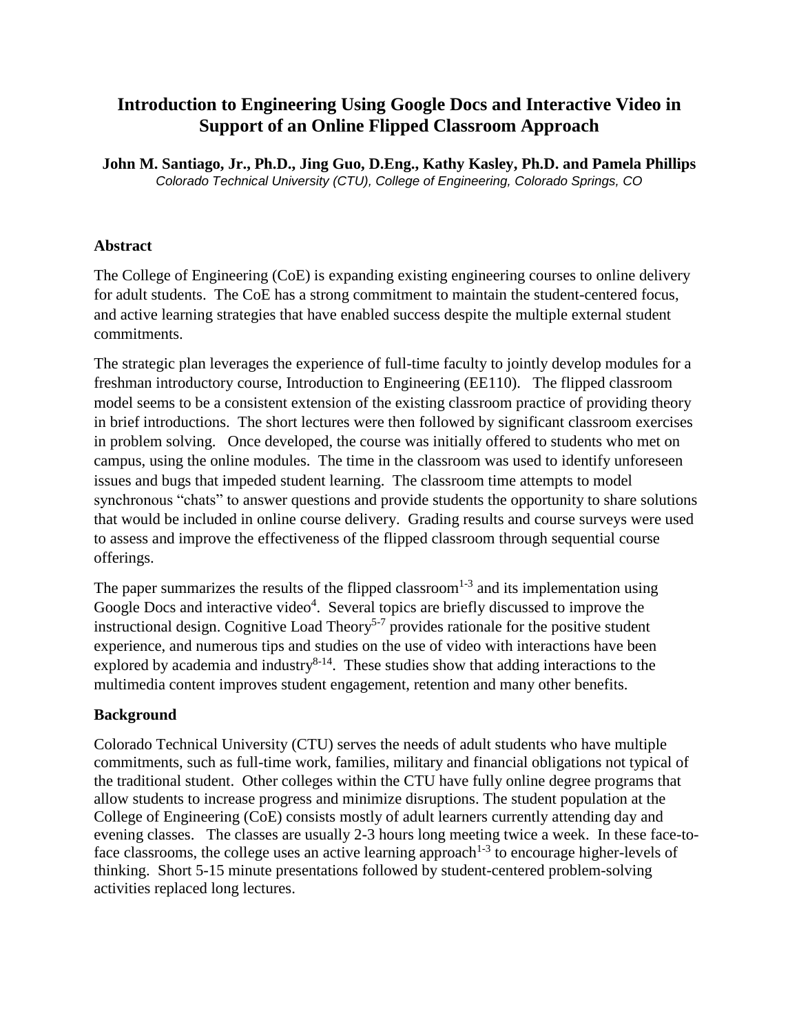# Introduction to Engineering Using Google Docs and Interactive Video in Support of an Online Flipped Classroom Approach

**John M. Santiago, Jr., Ph.D., Jing Guo, D.Eng., Kathy Kasley, Ph.D. and Pamela Phillips**

*Colorado Technical University (CTU), College of Engineering, Colorado Springs, CO*

## Abstract

The College of Engineering (CoE) is expanding existing engineering courses to online delivery for adult students. The CoE has a strong commitment to maintain the student-centered focus, and active learning strategies that have enabled success despite the multiple external student commitments.

The strategic plan leverages the experience of full-time faculty to jointly develop modules for a freshman introductory course, Introduction to Engineering (EE110). The flipped classroom model seems to be a consistent extension of the existing classroom practice of providing theory in brief introductions. The short lectures were then followed by significant classroom exercises in problem solving. Once developed, the course was initially offered to students who met on campus, using the online modules. The time in the classroom was used to identify unforeseen issues and bugs that impeded student learning. The classroom time attempts to model synchronous "chats" to answer questions and provide students the opportunity to share solutions that would be included in online course delivery. Grading results and course surveys were used to assess and improve the effectiveness of the flipped classroom through sequential course offerings.

The paper summarizes the results of the flipped classroom[1-3] and its implementation using Google Docs and interactive video[4]. Several topics are briefly discussed to improve the instructional design. Cognitive Load Theory[5-7] provides rationale for the positive student experience, and numerous tips and studies on the use of video with interactions have been explored by academia and industry[8-14]. These studies show that adding interactions to the multimedia content improves student engagement, retention and many other benefits.

## Background

Colorado Technical University (CTU) serves the needs of adult students who have multiple commitments, such as full-time work, families, military and financial obligations not typical of the traditional student. Other colleges within the CTU have fully online degree programs that allow students to increase progress and minimize disruptions. The student population at the College of Engineering (CoE) consists mostly of adult learners currently attending day and evening classes. The classes are usually 2-3 hours long meeting twice a week. In these face-to-face classrooms, the college uses an active learning approach[1-3] to encourage higher-levels of thinking. Short 5-15 minute presentations followed by student-centered problem-solving activities replaced long lectures.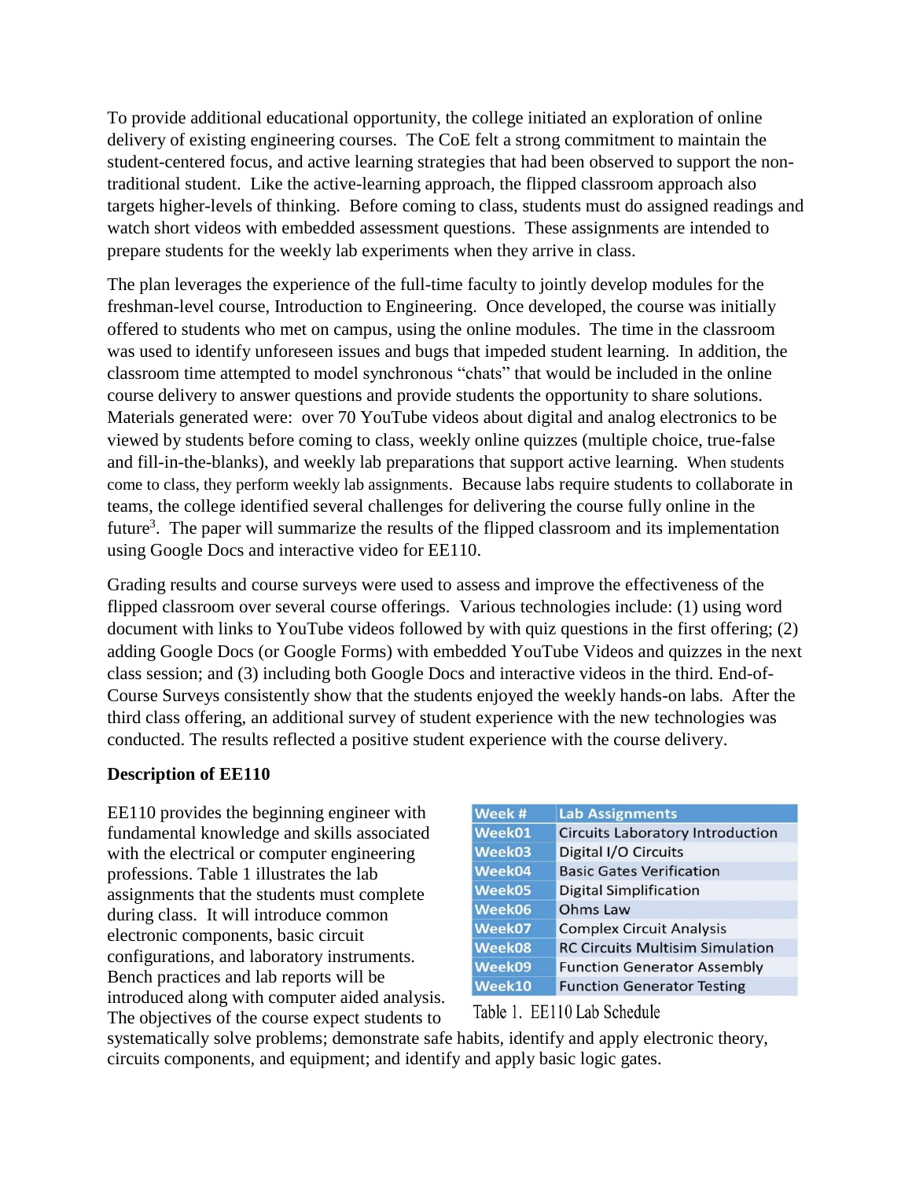To provide additional educational opportunity, the college initiated an exploration of online delivery of existing engineering courses. The CoE felt a strong commitment to maintain the student-centered focus, and active learning strategies that had been observed to support the non-traditional student. Like the active-learning approach, the flipped classroom approach also targets higher-levels of thinking. Before coming to class, students must do assigned readings and watch short videos with embedded assessment questions. These assignments are intended to prepare students for the weekly lab experiments when they arrive in class.

The plan leverages the experience of the full-time faculty to jointly develop modules for the freshman-level course, Introduction to Engineering. Once developed, the course was initially offered to students who met on campus, using the online modules. The time in the classroom was used to identify unforeseen issues and bugs that impeded student learning. In addition, the classroom time attempted to model synchronous "chats" that would be included in the online course delivery to answer questions and provide students the opportunity to share solutions. Materials generated were: over 70 YouTube videos about digital and analog electronics to be viewed by students before coming to class, weekly online quizzes (multiple choice, true-false and fill-in-the-blanks), and weekly lab preparations that support active learning. When students come to class, they perform weekly lab assignments. Because labs require students to collaborate in teams, the college identified several challenges for delivering the course fully online in the future[3]. The paper will summarize the results of the flipped classroom and its implementation using Google Docs and interactive video for EE110.

Grading results and course surveys were used to assess and improve the effectiveness of the flipped classroom over several course offerings. Various technologies include: (1) using word document with links to YouTube videos followed by with quiz questions in the first offering; (2) adding Google Docs (or Google Forms) with embedded YouTube Videos and quizzes in the next class session; and (3) including both Google Docs and interactive videos in the third. End-of-Course Surveys consistently show that the students enjoyed the weekly hands-on labs. After the third class offering, an additional survey of student experience with the new technologies was conducted. The results reflected a positive student experience with the course delivery.

**Description of EE110**

EE110 provides the beginning engineer with fundamental knowledge and skills associated with the electrical or computer engineering professions. Table 1 illustrates the lab assignments that the students must complete during class. It will introduce common electronic components, basic circuit configurations, and laboratory instruments. Bench practices and lab reports will be introduced along with computer aided analysis. The objectives of the course expect students to systematically solve problems; demonstrate safe habits, identify and apply electronic theory, circuits components, and equipment; and identify and apply basic logic gates.

| Week # | Lab Assignments |
| --- | --- |
| Week01 | Circuits Laboratory Introduction |
| Week03 | Digital I/O Circuits |
| Week04 | Basic Gates Verification |
| Week05 | Digital Simplification |
| Week06 | Ohms Law |
| Week07 | Complex Circuit Analysis |
| Week08 | RC Circuits Multisim Simulation |
| Week09 | Function Generator Assembly |
| Week10 | Function Generator Testing |

Table 1. EE110 Lab Schedule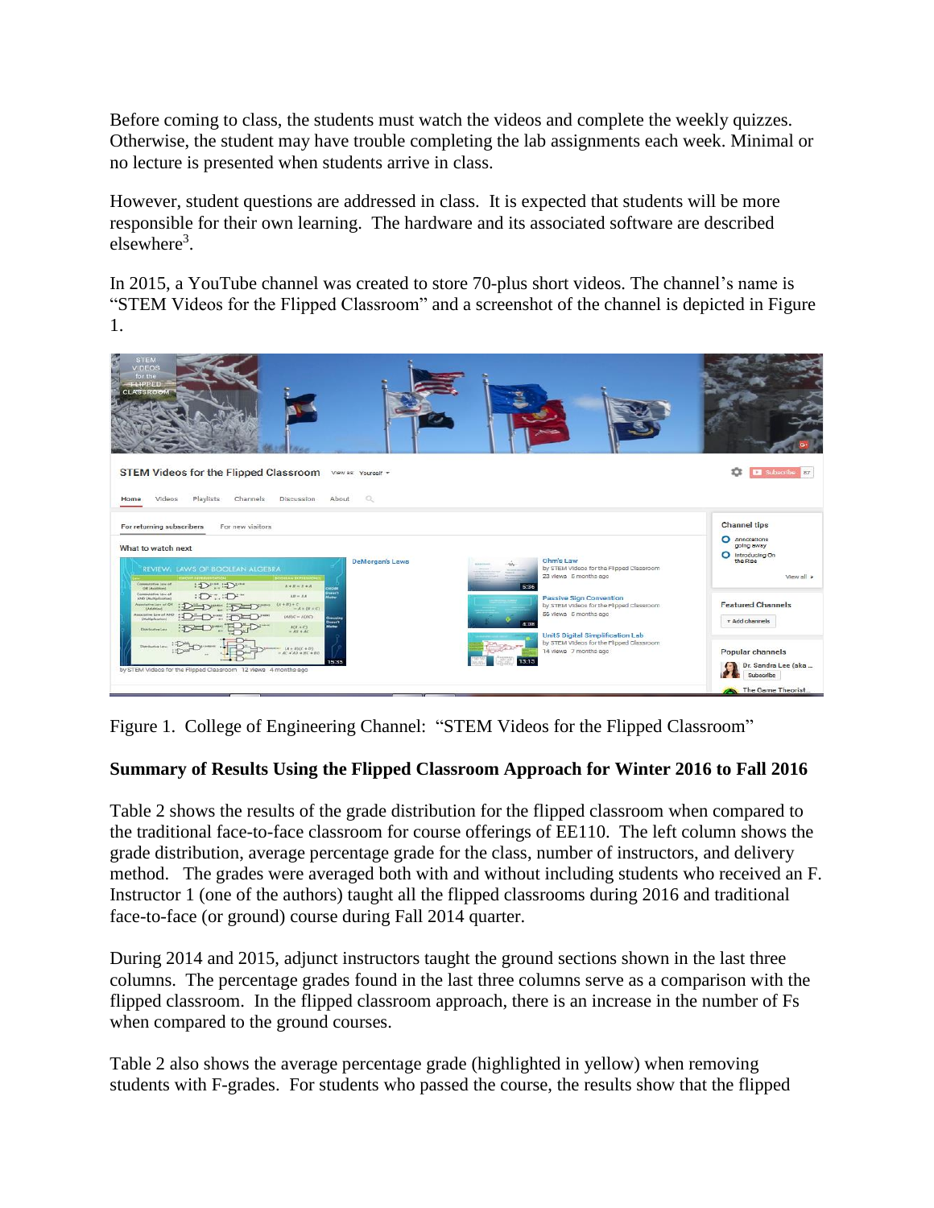Before coming to class, the students must watch the videos and complete the weekly quizzes. Otherwise, the student may have trouble completing the lab assignments each week. Minimal or no lecture is presented when students arrive in class.

However, student questions are addressed in class. It is expected that students will be more responsible for their own learning. The hardware and its associated software are described elsewhere[3].

In 2015, a YouTube channel was created to store 70-plus short videos. The channel's name is "STEM Videos for the Flipped Classroom" and a screenshot of the channel is depicted in Figure 1.

Figure 1. College of Engineering Channel: "STEM Videos for the Flipped Classroom"

**Summary of Results Using the Flipped Classroom Approach for Winter 2016 to Fall 2016**

Table 2 shows the results of the grade distribution for the flipped classroom when compared to the traditional face-to-face classroom for course offerings of EE110. The left column shows the grade distribution, average percentage grade for the class, number of instructors, and delivery method. The grades were averaged both with and without including students who received an F. Instructor 1 (one of the authors) taught all the flipped classrooms during 2016 and traditional face-to-face (or ground) course during Fall 2014 quarter.

During 2014 and 2015, adjunct instructors taught the ground sections shown in the last three columns. The percentage grades found in the last three columns serve as a comparison with the flipped classroom. In the flipped classroom approach, there is an increase in the number of Fs when compared to the ground courses.

Table 2 also shows the average percentage grade (highlighted in yellow) when removing students with F-grades. For students who passed the course, the results show that the flipped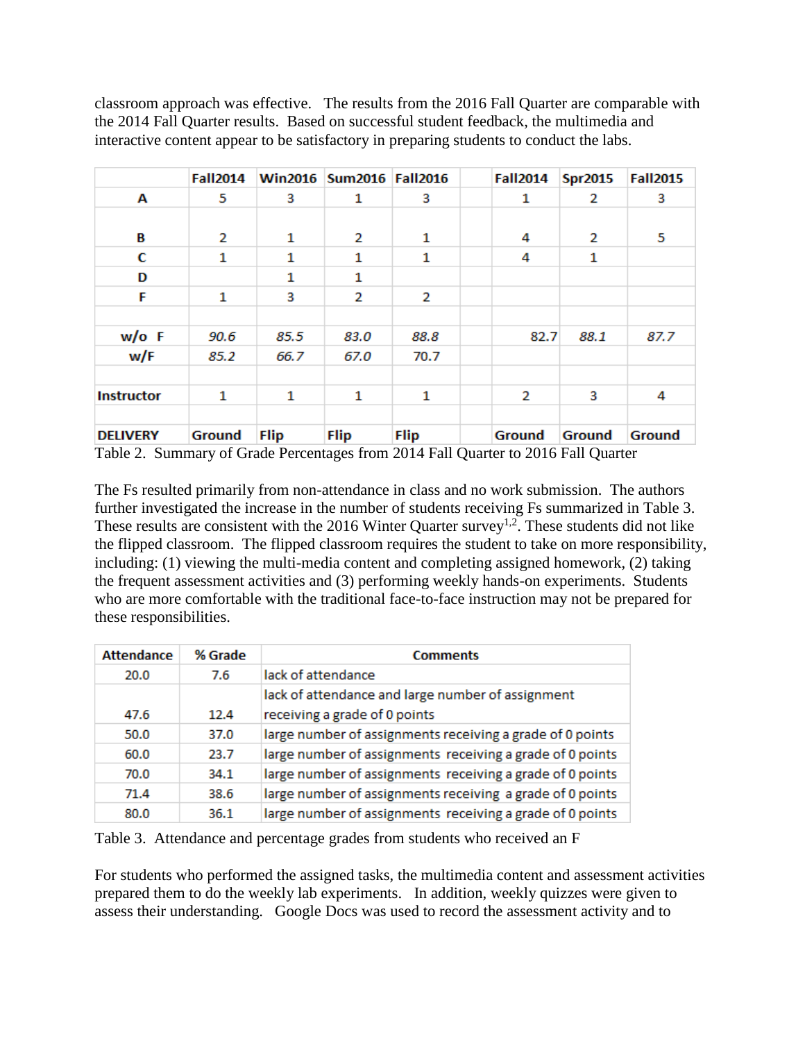classroom approach was effective. The results from the 2016 Fall Quarter are comparable with the 2014 Fall Quarter results. Based on successful student feedback, the multimedia and interactive content appear to be satisfactory in preparing students to conduct the labs.

| | Fall2014 | Win2016 | Sum2016 | Fall2016 | | Fall2014 | Spr2015 | Fall2015 |
|---|---|---|---|---|---|---|---|---|
| A | 5 | 3 | 1 | 3 | | 1 | 2 | 3 |
| | | | | | | | | |
| B | 2 | 1 | 2 | 1 | | 4 | 2 | 5 |
| C | 1 | 1 | 1 | 1 | | 4 | 1 | |
| D | | 1 | 1 | | | | | |
| F | 1 | 3 | 2 | 2 | | | | |
| | | | | | | | | |
| w/o F | *90.6* | *85.5* | *83.0* | *88.8* | | 82.7 | *88.1* | *87.7* |
| w/F | *85.2* | *66.7* | *67.0* | 70.7 | | | | |
| | | | | | | | | |
| Instructor | 1 | 1 | 1 | 1 | | 2 | 3 | 4 |
| | | | | | | | | |
| DELIVERY | Ground | Flip | Flip | Flip | | Ground | Ground | Ground |

Table 2. Summary of Grade Percentages from 2014 Fall Quarter to 2016 Fall Quarter

The Fs resulted primarily from non-attendance in class and no work submission. The authors further investigated the increase in the number of students receiving Fs summarized in Table 3. These results are consistent with the 2016 Winter Quarter survey[1,2]. These students did not like the flipped classroom. The flipped classroom requires the student to take on more responsibility, including: (1) viewing the multi-media content and completing assigned homework, (2) taking the frequent assessment activities and (3) performing weekly hands-on experiments. Students who are more comfortable with the traditional face-to-face instruction may not be prepared for these responsibilities.

| Attendance | % Grade | Comments |
|---|---|---|
| 20.0 | 7.6 | lack of attendance |
| 47.6 | 12.4 | lack of attendance and large number of assignment receiving a grade of 0 points |
| 50.0 | 37.0 | large number of assignments receiving a grade of 0 points |
| 60.0 | 23.7 | large number of assignments receiving a grade of 0 points |
| 70.0 | 34.1 | large number of assignments receiving a grade of 0 points |
| 71.4 | 38.6 | large number of assignments receiving a grade of 0 points |
| 80.0 | 36.1 | large number of assignments receiving a grade of 0 points |

Table 3. Attendance and percentage grades from students who received an F

For students who performed the assigned tasks, the multimedia content and assessment activities prepared them to do the weekly lab experiments. In addition, weekly quizzes were given to assess their understanding. Google Docs was used to record the assessment activity and to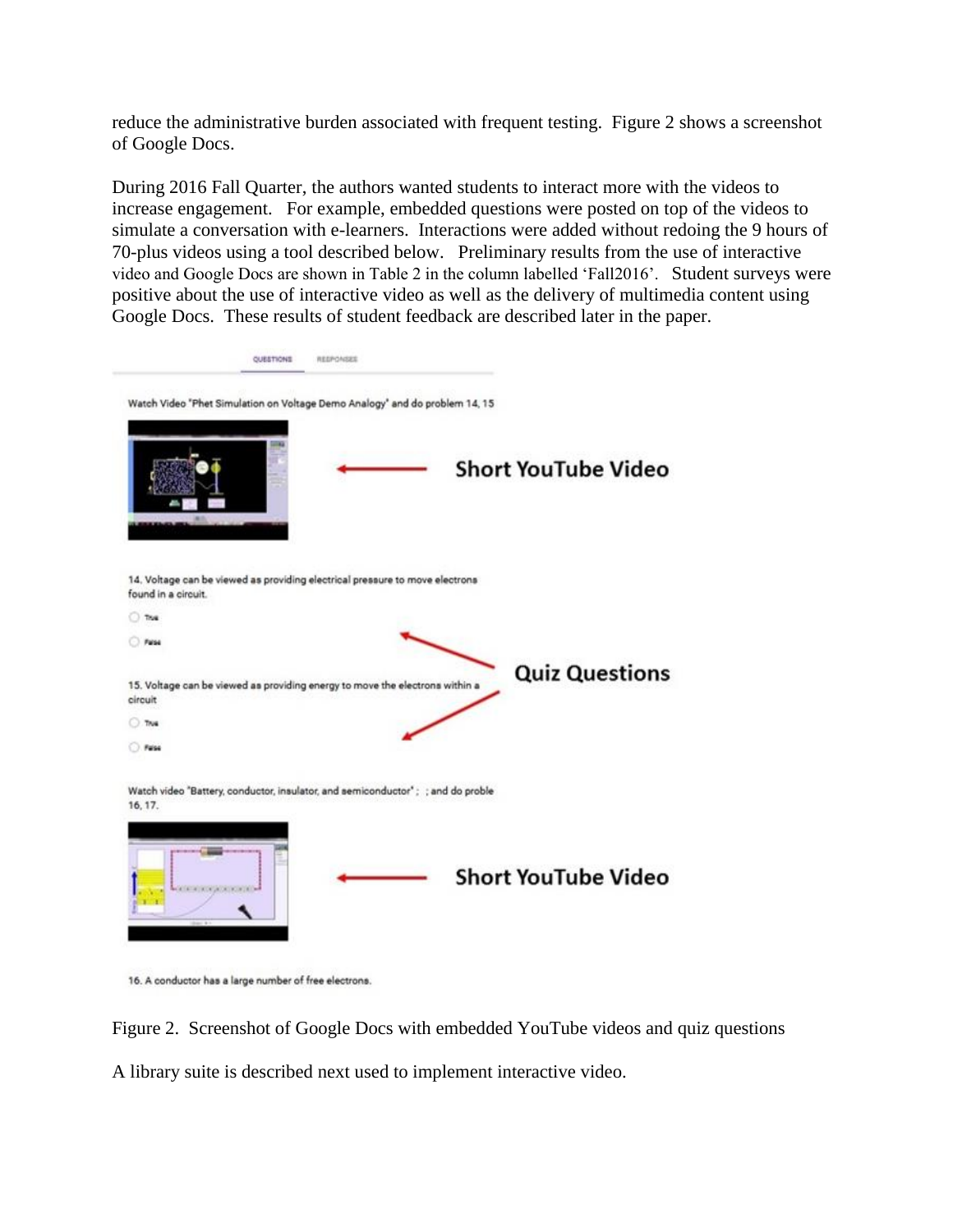reduce the administrative burden associated with frequent testing. Figure 2 shows a screenshot of Google Docs.

During 2016 Fall Quarter, the authors wanted students to interact more with the videos to increase engagement. For example, embedded questions were posted on top of the videos to simulate a conversation with e-learners. Interactions were added without redoing the 9 hours of 70-plus videos using a tool described below. Preliminary results from the use of interactive video and Google Docs are shown in Table 2 in the column labelled 'Fall2016'. Student surveys were positive about the use of interactive video as well as the delivery of multimedia content using Google Docs. These results of student feedback are described later in the paper.

Figure 2. Screenshot of Google Docs with embedded YouTube videos and quiz questions

A library suite is described next used to implement interactive video.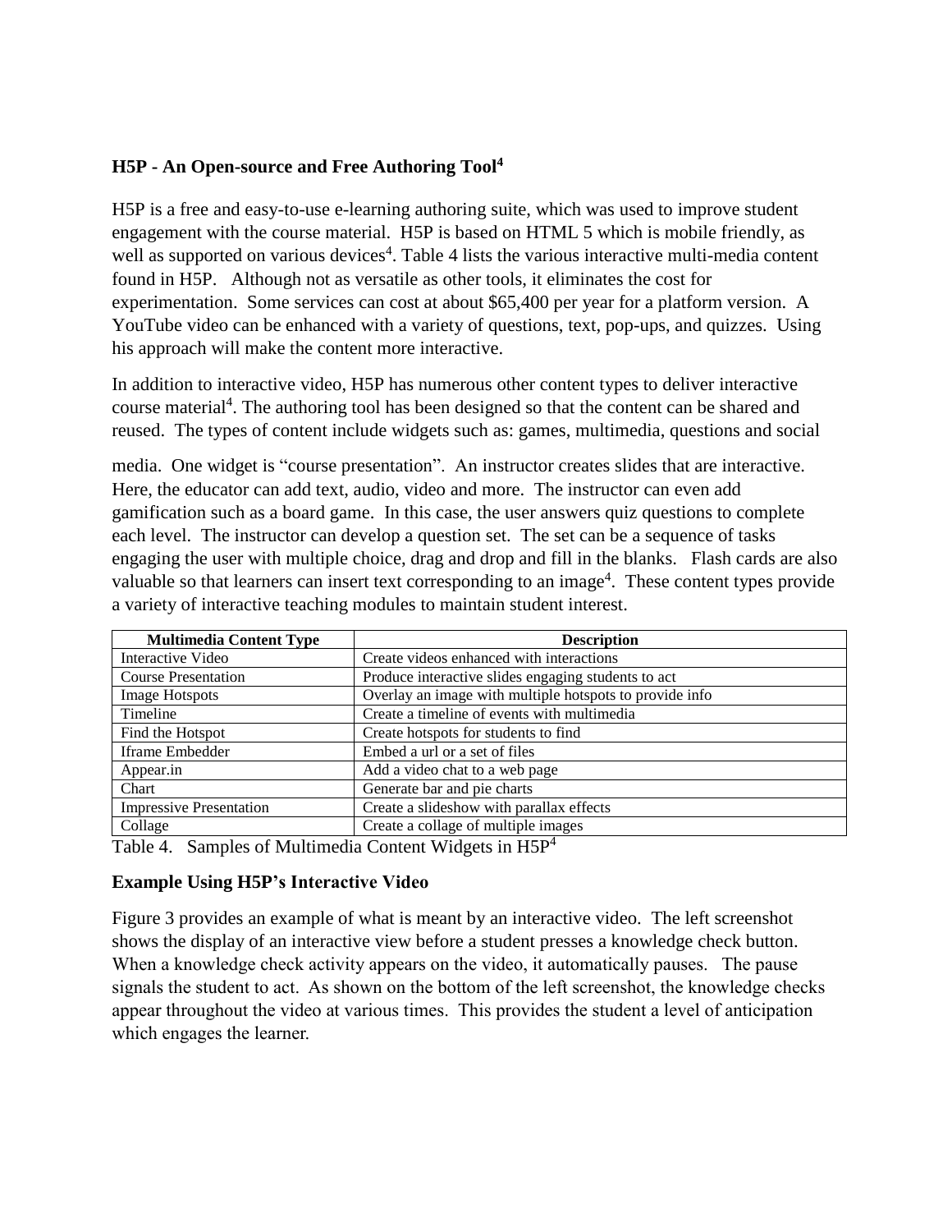### H5P - An Open-source and Free Authoring Tool[4]

H5P is a free and easy-to-use e-learning authoring suite, which was used to improve student engagement with the course material. H5P is based on HTML 5 which is mobile friendly, as well as supported on various devices[4]. Table 4 lists the various interactive multi-media content found in H5P. Although not as versatile as other tools, it eliminates the cost for experimentation. Some services can cost at about $65,400 per year for a platform version. A YouTube video can be enhanced with a variety of questions, text, pop-ups, and quizzes. Using his approach will make the content more interactive.

In addition to interactive video, H5P has numerous other content types to deliver interactive course material[4]. The authoring tool has been designed so that the content can be shared and reused. The types of content include widgets such as: games, multimedia, questions and social media. One widget is "course presentation". An instructor creates slides that are interactive. Here, the educator can add text, audio, video and more. The instructor can even add gamification such as a board game. In this case, the user answers quiz questions to complete each level. The instructor can develop a question set. The set can be a sequence of tasks engaging the user with multiple choice, drag and drop and fill in the blanks. Flash cards are also valuable so that learners can insert text corresponding to an image[4]. These content types provide a variety of interactive teaching modules to maintain student interest.

| Multimedia Content Type | Description |
| --- | --- |
| Interactive Video | Create videos enhanced with interactions |
| Course Presentation | Produce interactive slides engaging students to act |
| Image Hotspots | Overlay an image with multiple hotspots to provide info |
| Timeline | Create a timeline of events with multimedia |
| Find the Hotspot | Create hotspots for students to find |
| Iframe Embedder | Embed a url or a set of files |
| Appear.in | Add a video chat to a web page |
| Chart | Generate bar and pie charts |
| Impressive Presentation | Create a slideshow with parallax effects |
| Collage | Create a collage of multiple images |

Table 4. Samples of Multimedia Content Widgets in H5P[4]

### Example Using H5P's Interactive Video

Figure 3 provides an example of what is meant by an interactive video. The left screenshot shows the display of an interactive view before a student presses a knowledge check button. When a knowledge check activity appears on the video, it automatically pauses. The pause signals the student to act. As shown on the bottom of the left screenshot, the knowledge checks appear throughout the video at various times. This provides the student a level of anticipation which engages the learner.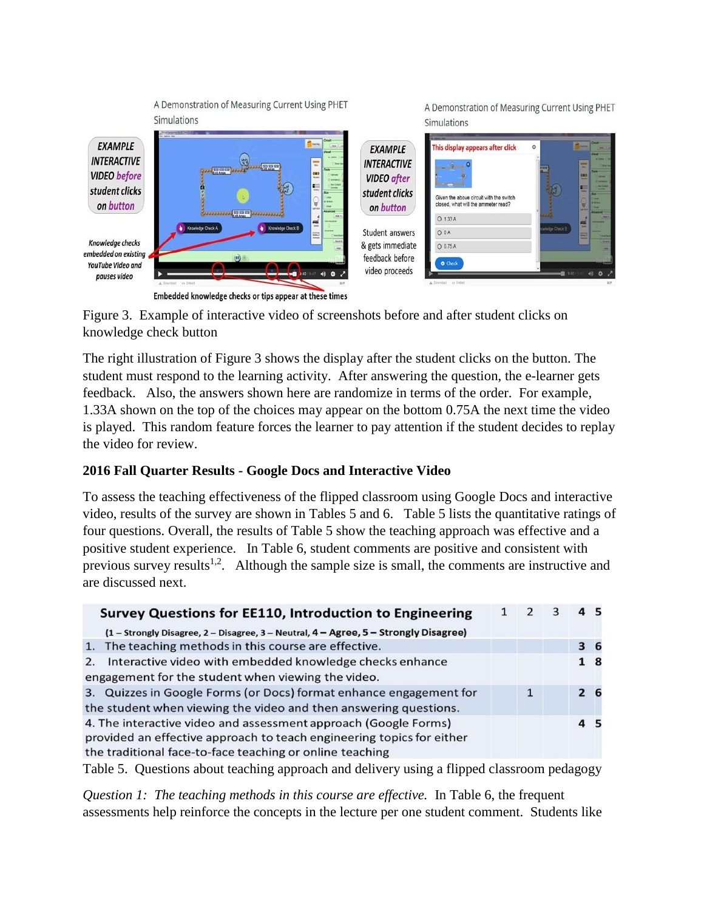Figure 3. Example of interactive video of screenshots before and after student clicks on knowledge check button

The right illustration of Figure 3 shows the display after the student clicks on the button. The student must respond to the learning activity. After answering the question, the e-learner gets feedback. Also, the answers shown here are randomize in terms of the order. For example, 1.33A shown on the top of the choices may appear on the bottom 0.75A the next time the video is played. This random feature forces the learner to pay attention if the student decides to replay the video for review.

### 2016 Fall Quarter Results - Google Docs and Interactive Video

To assess the teaching effectiveness of the flipped classroom using Google Docs and interactive video, results of the survey are shown in Tables 5 and 6. Table 5 lists the quantitative ratings of four questions. Overall, the results of Table 5 show the teaching approach was effective and a positive student experience. In Table 6, student comments are positive and consistent with previous survey results[1,2]. Although the sample size is small, the comments are instructive and are discussed next.

| Survey Questions for EE110, Introduction to Engineering (1 – Strongly Disagree, 2 – Disagree, 3 – Neutral, 4 – Agree, 5 – Strongly Disagree) | 1 | 2 | 3 | 4 | 5 |
|---|---|---|---|---|---|
| 1. The teaching methods in this course are effective. | | | | 3 | 6 |
| 2. Interactive video with embedded knowledge checks enhance engagement for the student when viewing the video. | | | | 1 | 8 |
| 3. Quizzes in Google Forms (or Docs) format enhance engagement for the student when viewing the video and then answering questions. | | 1 | | 2 | 6 |
| 4. The interactive video and assessment approach (Google Forms) provided an effective approach to teach engineering topics for either the traditional face-to-face teaching or online teaching | | | | 4 | 5 |

Table 5. Questions about teaching approach and delivery using a flipped classroom pedagogy

*Question 1: The teaching methods in this course are effective.* In Table 6, the frequent assessments help reinforce the concepts in the lecture per one student comment. Students like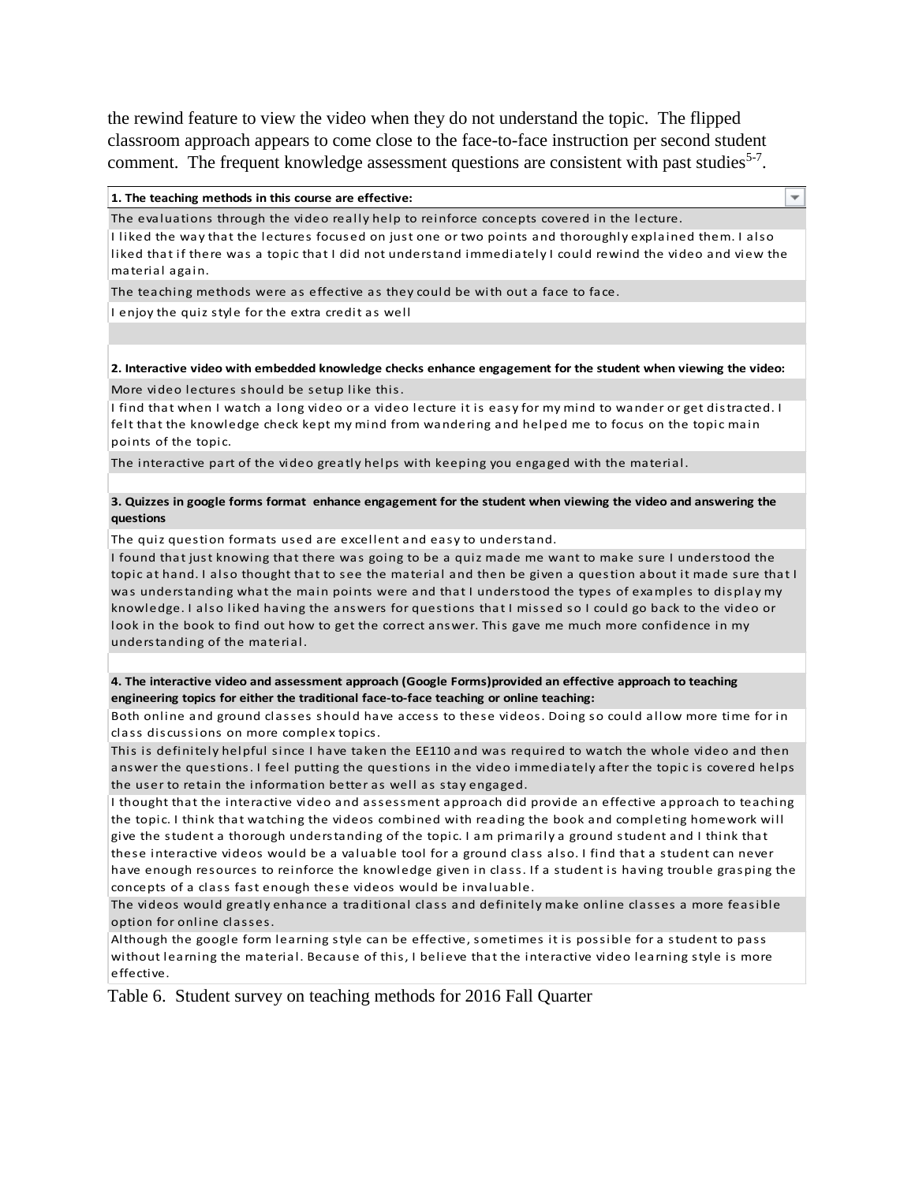the rewind feature to view the video when they do not understand the topic. The flipped classroom approach appears to come close to the face-to-face instruction per second student comment. The frequent knowledge assessment questions are consistent with past studies[5-7].

| **1. The teaching methods in this course are effective:** |
|---|
| The evaluations through the video really help to reinforce concepts covered in the lecture. |
| I liked the way that the lectures focused on just one or two points and thoroughly explained them. I also liked that if there was a topic that I did not understand immediately I could rewind the video and view the material again. |
| The teaching methods were as effective as they could be with out a face to face. |
| I enjoy the quiz style for the extra credit as well |
| |
| **2. Interactive video with embedded knowledge checks enhance engagement for the student when viewing the video:** |
| More video lectures should be setup like this. |
| I find that when I watch a long video or a video lecture it is easy for my mind to wander or get distracted. I felt that the knowledge check kept my mind from wandering and helped me to focus on the topic main points of the topic. |
| The interactive part of the video greatly helps with keeping you engaged with the material. |
| |
| **3. Quizzes in google forms format enhance engagement for the student when viewing the video and answering the questions** |
| The quiz question formats used are excellent and easy to understand. |
| I found that just knowing that there was going to be a quiz made me want to make sure I understood the topic at hand. I also thought that to see the material and then be given a question about it made sure that I was understanding what the main points were and that I understood the types of examples to display my knowledge. I also liked having the answers for questions that I missed so I could go back to the video or look in the book to find out how to get the correct answer. This gave me much more confidence in my understanding of the material. |
| |
| **4. The interactive video and assessment approach (Google Forms)provided an effective approach to teaching engineering topics for either the traditional face-to-face teaching or online teaching:** |
| Both online and ground classes should have access to these videos. Doing so could allow more time for in class discussions on more complex topics. |
| This is definitely helpful since I have taken the EE110 and was required to watch the whole video and then answer the questions. I feel putting the questions in the video immediately after the topic is covered helps the user to retain the information better as well as stay engaged. |
| I thought that the interactive video and assessment approach did provide an effective approach to teaching the topic. I think that watching the videos combined with reading the book and completing homework will give the student a thorough understanding of the topic. I am primarily a ground student and I think that these interactive videos would be a valuable tool for a ground class also. I find that a student can never have enough resources to reinforce the knowledge given in class. If a student is having trouble grasping the concepts of a class fast enough these videos would be invaluable. |
| The videos would greatly enhance a traditional class and definitely make online classes a more feasible option for online classes. |
| Although the google form learning style can be effective, sometimes it is possible for a student to pass without learning the material. Because of this, I believe that the interactive video learning style is more effective. |

Table 6. Student survey on teaching methods for 2016 Fall Quarter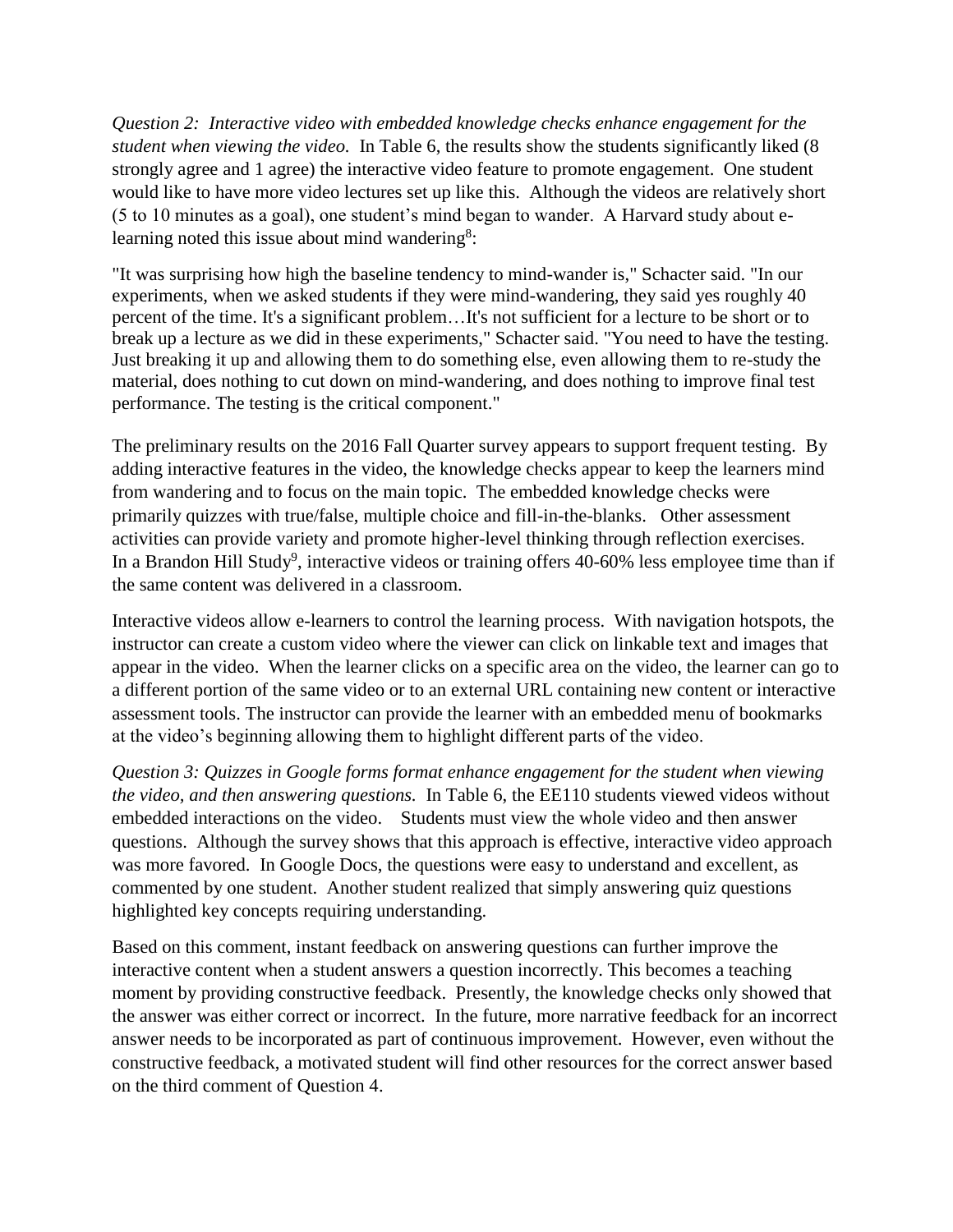*Question 2: Interactive video with embedded knowledge checks enhance engagement for the student when viewing the video.* In Table 6, the results show the students significantly liked (8 strongly agree and 1 agree) the interactive video feature to promote engagement. One student would like to have more video lectures set up like this. Although the videos are relatively short (5 to 10 minutes as a goal), one student's mind began to wander. A Harvard study about e-learning noted this issue about mind wandering[8]:

"It was surprising how high the baseline tendency to mind-wander is," Schacter said. "In our experiments, when we asked students if they were mind-wandering, they said yes roughly 40 percent of the time. It's a significant problem…It's not sufficient for a lecture to be short or to break up a lecture as we did in these experiments," Schacter said. "You need to have the testing. Just breaking it up and allowing them to do something else, even allowing them to re-study the material, does nothing to cut down on mind-wandering, and does nothing to improve final test performance. The testing is the critical component."

The preliminary results on the 2016 Fall Quarter survey appears to support frequent testing. By adding interactive features in the video, the knowledge checks appear to keep the learners mind from wandering and to focus on the main topic. The embedded knowledge checks were primarily quizzes with true/false, multiple choice and fill-in-the-blanks. Other assessment activities can provide variety and promote higher-level thinking through reflection exercises. In a Brandon Hill Study[9], interactive videos or training offers 40-60% less employee time than if the same content was delivered in a classroom.

Interactive videos allow e-learners to control the learning process. With navigation hotspots, the instructor can create a custom video where the viewer can click on linkable text and images that appear in the video. When the learner clicks on a specific area on the video, the learner can go to a different portion of the same video or to an external URL containing new content or interactive assessment tools. The instructor can provide the learner with an embedded menu of bookmarks at the video's beginning allowing them to highlight different parts of the video.

*Question 3: Quizzes in Google forms format enhance engagement for the student when viewing the video, and then answering questions.* In Table 6, the EE110 students viewed videos without embedded interactions on the video. Students must view the whole video and then answer questions. Although the survey shows that this approach is effective, interactive video approach was more favored. In Google Docs, the questions were easy to understand and excellent, as commented by one student. Another student realized that simply answering quiz questions highlighted key concepts requiring understanding.

Based on this comment, instant feedback on answering questions can further improve the interactive content when a student answers a question incorrectly. This becomes a teaching moment by providing constructive feedback. Presently, the knowledge checks only showed that the answer was either correct or incorrect. In the future, more narrative feedback for an incorrect answer needs to be incorporated as part of continuous improvement. However, even without the constructive feedback, a motivated student will find other resources for the correct answer based on the third comment of Question 4.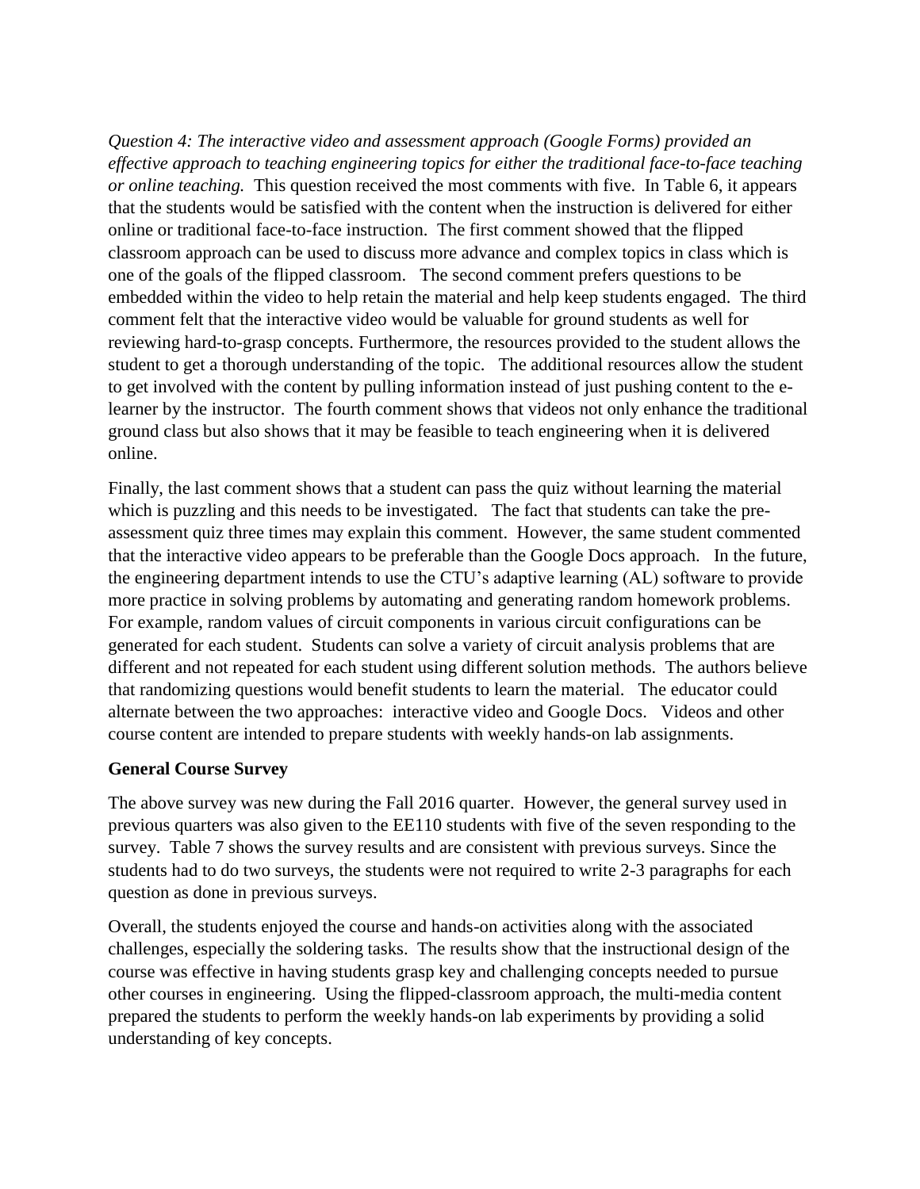*Question 4: The interactive video and assessment approach (Google Forms) provided an effective approach to teaching engineering topics for either the traditional face-to-face teaching or online teaching.* This question received the most comments with five. In Table 6, it appears that the students would be satisfied with the content when the instruction is delivered for either online or traditional face-to-face instruction. The first comment showed that the flipped classroom approach can be used to discuss more advance and complex topics in class which is one of the goals of the flipped classroom. The second comment prefers questions to be embedded within the video to help retain the material and help keep students engaged. The third comment felt that the interactive video would be valuable for ground students as well for reviewing hard-to-grasp concepts. Furthermore, the resources provided to the student allows the student to get a thorough understanding of the topic. The additional resources allow the student to get involved with the content by pulling information instead of just pushing content to the e-learner by the instructor. The fourth comment shows that videos not only enhance the traditional ground class but also shows that it may be feasible to teach engineering when it is delivered online.

Finally, the last comment shows that a student can pass the quiz without learning the material which is puzzling and this needs to be investigated. The fact that students can take the pre-assessment quiz three times may explain this comment. However, the same student commented that the interactive video appears to be preferable than the Google Docs approach. In the future, the engineering department intends to use the CTU's adaptive learning (AL) software to provide more practice in solving problems by automating and generating random homework problems. For example, random values of circuit components in various circuit configurations can be generated for each student. Students can solve a variety of circuit analysis problems that are different and not repeated for each student using different solution methods. The authors believe that randomizing questions would benefit students to learn the material. The educator could alternate between the two approaches: interactive video and Google Docs. Videos and other course content are intended to prepare students with weekly hands-on lab assignments.

**General Course Survey**

The above survey was new during the Fall 2016 quarter. However, the general survey used in previous quarters was also given to the EE110 students with five of the seven responding to the survey. Table 7 shows the survey results and are consistent with previous surveys. Since the students had to do two surveys, the students were not required to write 2-3 paragraphs for each question as done in previous surveys.

Overall, the students enjoyed the course and hands-on activities along with the associated challenges, especially the soldering tasks. The results show that the instructional design of the course was effective in having students grasp key and challenging concepts needed to pursue other courses in engineering. Using the flipped-classroom approach, the multi-media content prepared the students to perform the weekly hands-on lab experiments by providing a solid understanding of key concepts.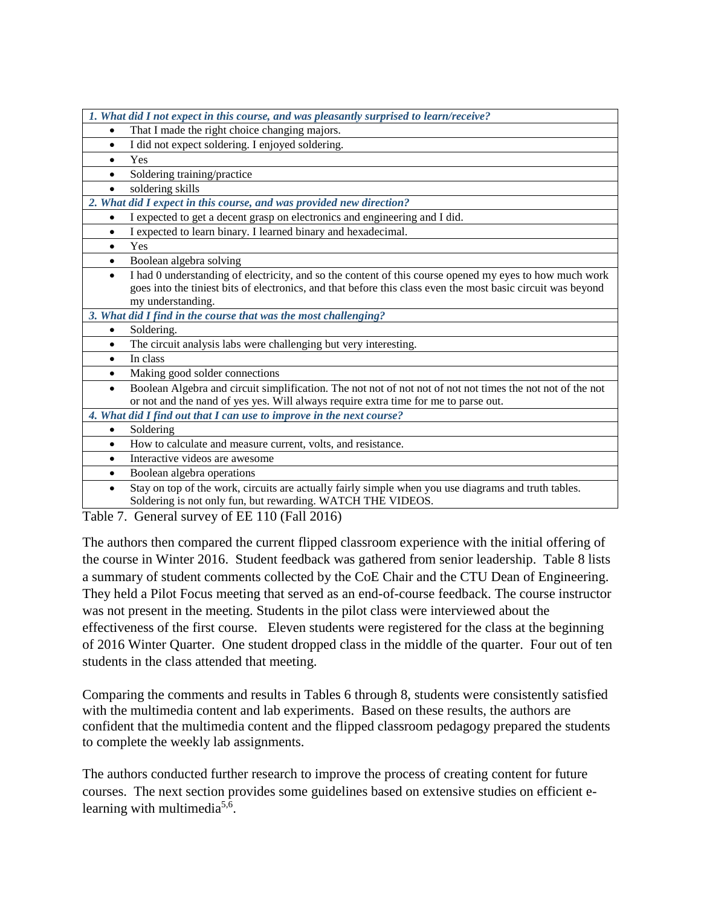| *1. What did I not expect in this course, and was pleasantly surprised to learn/receive?* |
|---|
| • That I made the right choice changing majors. |
| • I did not expect soldering. I enjoyed soldering. |
| • Yes |
| • Soldering training/practice |
| • soldering skills |
| *2. What did I expect in this course, and was provided new direction?* |
| • I expected to get a decent grasp on electronics and engineering and I did. |
| • I expected to learn binary. I learned binary and hexadecimal. |
| • Yes |
| • Boolean algebra solving |
| • I had 0 understanding of electricity, and so the content of this course opened my eyes to how much work goes into the tiniest bits of electronics, and that before this class even the most basic circuit was beyond my understanding. |
| *3. What did I find in the course that was the most challenging?* |
| • Soldering. |
| • The circuit analysis labs were challenging but very interesting. |
| • In class |
| • Making good solder connections |
| • Boolean Algebra and circuit simplification. The not not of not not of not not times the not not of the not or not and the nand of yes yes. Will always require extra time for me to parse out. |
| *4. What did I find out that I can use to improve in the next course?* |
| • Soldering |
| • How to calculate and measure current, volts, and resistance. |
| • Interactive videos are awesome |
| • Boolean algebra operations |
| • Stay on top of the work, circuits are actually fairly simple when you use diagrams and truth tables. Soldering is not only fun, but rewarding. WATCH THE VIDEOS. |

Table 7. General survey of EE 110 (Fall 2016)

The authors then compared the current flipped classroom experience with the initial offering of the course in Winter 2016. Student feedback was gathered from senior leadership. Table 8 lists a summary of student comments collected by the CoE Chair and the CTU Dean of Engineering. They held a Pilot Focus meeting that served as an end-of-course feedback. The course instructor was not present in the meeting. Students in the pilot class were interviewed about the effectiveness of the first course. Eleven students were registered for the class at the beginning of 2016 Winter Quarter. One student dropped class in the middle of the quarter. Four out of ten students in the class attended that meeting.

Comparing the comments and results in Tables 6 through 8, students were consistently satisfied with the multimedia content and lab experiments. Based on these results, the authors are confident that the multimedia content and the flipped classroom pedagogy prepared the students to complete the weekly lab assignments.

The authors conducted further research to improve the process of creating content for future courses. The next section provides some guidelines based on extensive studies on efficient e-learning with multimedia[5,6].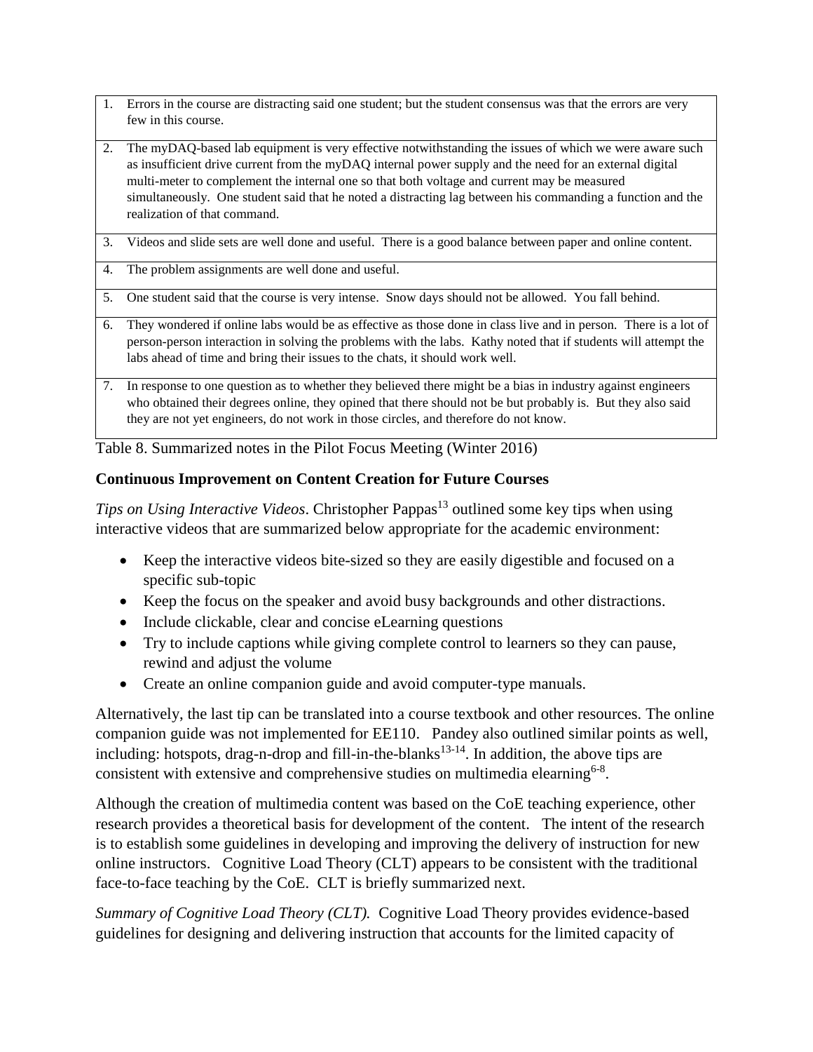| | |
|---|---|
| 1. | Errors in the course are distracting said one student; but the student consensus was that the errors are very few in this course. |
| 2. | The myDAQ-based lab equipment is very effective notwithstanding the issues of which we were aware such as insufficient drive current from the myDAQ internal power supply and the need for an external digital multi-meter to complement the internal one so that both voltage and current may be measured simultaneously. One student said that he noted a distracting lag between his commanding a function and the realization of that command. |
| 3. | Videos and slide sets are well done and useful. There is a good balance between paper and online content. |
| 4. | The problem assignments are well done and useful. |
| 5. | One student said that the course is very intense. Snow days should not be allowed. You fall behind. |
| 6. | They wondered if online labs would be as effective as those done in class live and in person. There is a lot of person-person interaction in solving the problems with the labs. Kathy noted that if students will attempt the labs ahead of time and bring their issues to the chats, it should work well. |
| 7. | In response to one question as to whether they believed there might be a bias in industry against engineers who obtained their degrees online, they opined that there should not be but probably is. But they also said they are not yet engineers, do not work in those circles, and therefore do not know. |

Table 8. Summarized notes in the Pilot Focus Meeting (Winter 2016)

**Continuous Improvement on Content Creation for Future Courses**

*Tips on Using Interactive Videos*. Christopher Pappas[13] outlined some key tips when using interactive videos that are summarized below appropriate for the academic environment:

- Keep the interactive videos bite-sized so they are easily digestible and focused on a specific sub-topic
- Keep the focus on the speaker and avoid busy backgrounds and other distractions.
- Include clickable, clear and concise eLearning questions
- Try to include captions while giving complete control to learners so they can pause, rewind and adjust the volume
- Create an online companion guide and avoid computer-type manuals.

Alternatively, the last tip can be translated into a course textbook and other resources. The online companion guide was not implemented for EE110. Pandey also outlined similar points as well, including: hotspots, drag-n-drop and fill-in-the-blanks[13-14]. In addition, the above tips are consistent with extensive and comprehensive studies on multimedia elearning[6-8].

Although the creation of multimedia content was based on the CoE teaching experience, other research provides a theoretical basis for development of the content. The intent of the research is to establish some guidelines in developing and improving the delivery of instruction for new online instructors. Cognitive Load Theory (CLT) appears to be consistent with the traditional face-to-face teaching by the CoE. CLT is briefly summarized next.

*Summary of Cognitive Load Theory (CLT).* Cognitive Load Theory provides evidence-based guidelines for designing and delivering instruction that accounts for the limited capacity of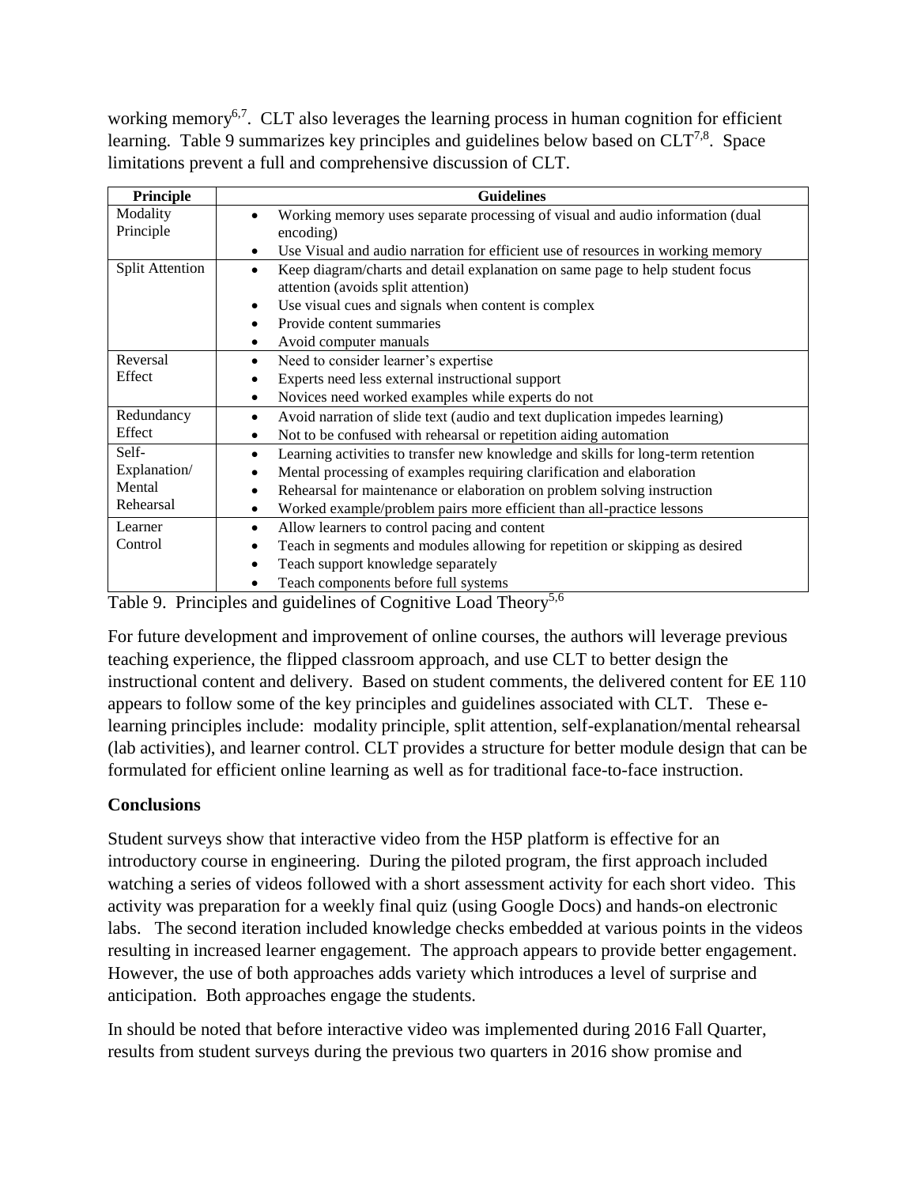working memory[6,7]. CLT also leverages the learning process in human cognition for efficient learning. Table 9 summarizes key principles and guidelines below based on CLT[7,8]. Space limitations prevent a full and comprehensive discussion of CLT.

| Principle | Guidelines |
|---|---|
| Modality Principle | • Working memory uses separate processing of visual and audio information (dual encoding)<br>• Use Visual and audio narration for efficient use of resources in working memory |
| Split Attention | • Keep diagram/charts and detail explanation on same page to help student focus attention (avoids split attention)<br>• Use visual cues and signals when content is complex<br>• Provide content summaries<br>• Avoid computer manuals |
| Reversal Effect | • Need to consider learner's expertise<br>• Experts need less external instructional support<br>• Novices need worked examples while experts do not |
| Redundancy Effect | • Avoid narration of slide text (audio and text duplication impedes learning)<br>• Not to be confused with rehearsal or repetition aiding automation |
| Self-Explanation/ Mental Rehearsal | • Learning activities to transfer new knowledge and skills for long-term retention<br>• Mental processing of examples requiring clarification and elaboration<br>• Rehearsal for maintenance or elaboration on problem solving instruction<br>• Worked example/problem pairs more efficient than all-practice lessons |
| Learner Control | • Allow learners to control pacing and content<br>• Teach in segments and modules allowing for repetition or skipping as desired<br>• Teach support knowledge separately<br>• Teach components before full systems |

Table 9. Principles and guidelines of Cognitive Load Theory[5,6]

For future development and improvement of online courses, the authors will leverage previous teaching experience, the flipped classroom approach, and use CLT to better design the instructional content and delivery. Based on student comments, the delivered content for EE 110 appears to follow some of the key principles and guidelines associated with CLT. These e-learning principles include: modality principle, split attention, self-explanation/mental rehearsal (lab activities), and learner control. CLT provides a structure for better module design that can be formulated for efficient online learning as well as for traditional face-to-face instruction.

## Conclusions

Student surveys show that interactive video from the H5P platform is effective for an introductory course in engineering. During the piloted program, the first approach included watching a series of videos followed with a short assessment activity for each short video. This activity was preparation for a weekly final quiz (using Google Docs) and hands-on electronic labs. The second iteration included knowledge checks embedded at various points in the videos resulting in increased learner engagement. The approach appears to provide better engagement. However, the use of both approaches adds variety which introduces a level of surprise and anticipation. Both approaches engage the students.

In should be noted that before interactive video was implemented during 2016 Fall Quarter, results from student surveys during the previous two quarters in 2016 show promise and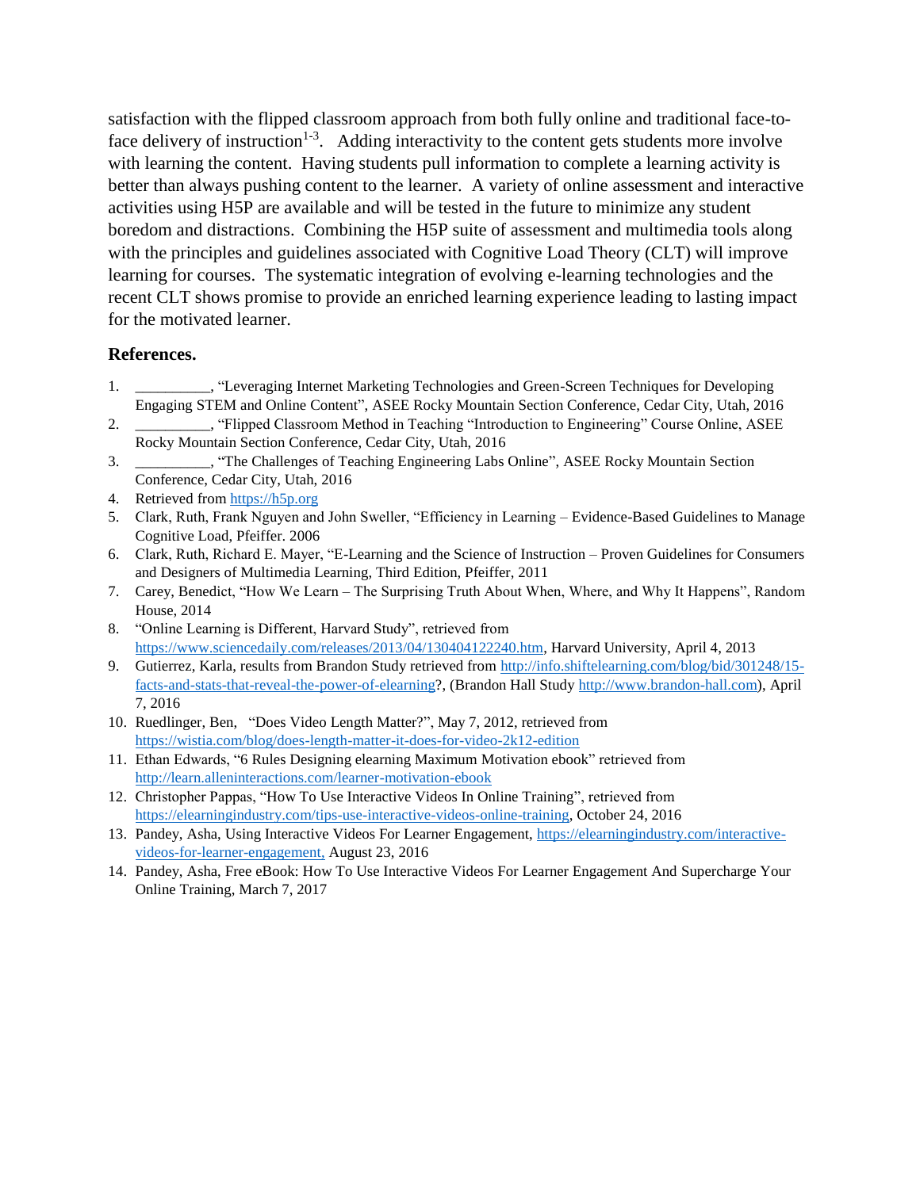satisfaction with the flipped classroom approach from both fully online and traditional face-to-face delivery of instruction[1-3]. Adding interactivity to the content gets students more involve with learning the content. Having students pull information to complete a learning activity is better than always pushing content to the learner. A variety of online assessment and interactive activities using H5P are available and will be tested in the future to minimize any student boredom and distractions. Combining the H5P suite of assessment and multimedia tools along with the principles and guidelines associated with Cognitive Load Theory (CLT) will improve learning for courses. The systematic integration of evolving e-learning technologies and the recent CLT shows promise to provide an enriched learning experience leading to lasting impact for the motivated learner.

### References.

1. __________, "Leveraging Internet Marketing Technologies and Green-Screen Techniques for Developing Engaging STEM and Online Content", ASEE Rocky Mountain Section Conference, Cedar City, Utah, 2016
2. __________, "Flipped Classroom Method in Teaching "Introduction to Engineering" Course Online, ASEE Rocky Mountain Section Conference, Cedar City, Utah, 2016
3. __________, "The Challenges of Teaching Engineering Labs Online", ASEE Rocky Mountain Section Conference, Cedar City, Utah, 2016
4. Retrieved from https://h5p.org
5. Clark, Ruth, Frank Nguyen and John Sweller, "Efficiency in Learning – Evidence-Based Guidelines to Manage Cognitive Load, Pfeiffer. 2006
6. Clark, Ruth, Richard E. Mayer, "E-Learning and the Science of Instruction – Proven Guidelines for Consumers and Designers of Multimedia Learning, Third Edition, Pfeiffer, 2011
7. Carey, Benedict, "How We Learn – The Surprising Truth About When, Where, and Why It Happens", Random House, 2014
8. "Online Learning is Different, Harvard Study", retrieved from https://www.sciencedaily.com/releases/2013/04/130404122240.htm, Harvard University, April 4, 2013
9. Gutierrez, Karla, results from Brandon Study retrieved from http://info.shiftelearning.com/blog/bid/301248/15-facts-and-stats-that-reveal-the-power-of-elearning?, (Brandon Hall Study http://www.brandon-hall.com), April 7, 2016
10. Ruedlinger, Ben, "Does Video Length Matter?", May 7, 2012, retrieved from https://wistia.com/blog/does-length-matter-it-does-for-video-2k12-edition
11. Ethan Edwards, "6 Rules Designing elearning Maximum Motivation ebook" retrieved from http://learn.alleninteractions.com/learner-motivation-ebook
12. Christopher Pappas, "How To Use Interactive Videos In Online Training", retrieved from https://elearningindustry.com/tips-use-interactive-videos-online-training, October 24, 2016
13. Pandey, Asha, Using Interactive Videos For Learner Engagement, https://elearningindustry.com/interactive-videos-for-learner-engagement, August 23, 2016
14. Pandey, Asha, Free eBook: How To Use Interactive Videos For Learner Engagement And Supercharge Your Online Training, March 7, 2017